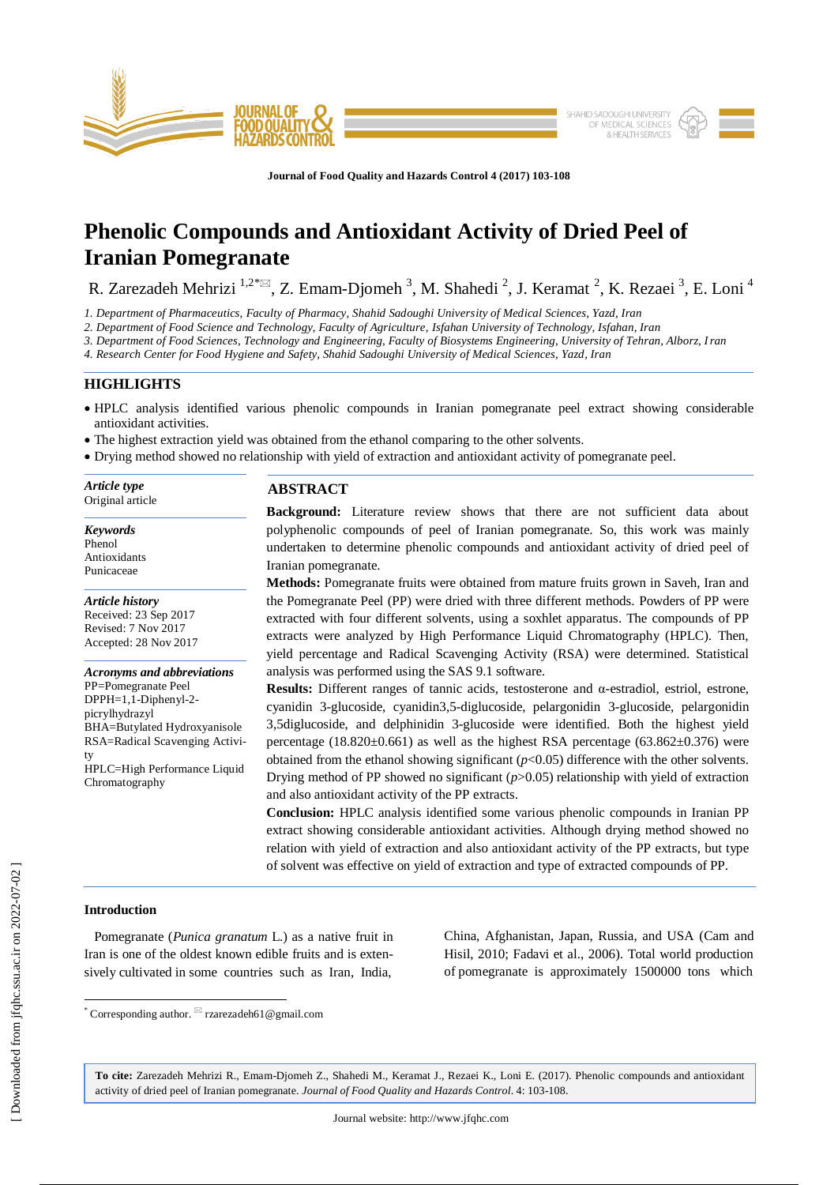# Phenolic Compounds and Antioxidant Activity of Dried Peel of Iranian Pomegranate

R. Zarezadeh Mehrizi [1,2*], Z. Emam-Djomeh [3], M. Shahedi [2], J. Keramat [2], K. Rezaei [3], E. Loni [4]

*1. Department of Pharmaceutics, Faculty of Pharmacy, Shahid Sadoughi University of Medical Sciences, Yazd, Iran*
*2. Department of Food Science and Technology, Faculty of Agriculture, Isfahan University of Technology, Isfahan, Iran*
*3. Department of Food Sciences, Technology and Engineering, Faculty of Biosystems Engineering, University of Tehran, Alborz, Iran*
*4. Research Center for Food Hygiene and Safety, Shahid Sadoughi University of Medical Sciences, Yazd, Iran*

## HIGHLIGHTS

- HPLC analysis identified various phenolic compounds in Iranian pomegranate peel extract showing considerable antioxidant activities.
- The highest extraction yield was obtained from the ethanol comparing to the other solvents.
- Drying method showed no relationship with yield of extraction and antioxidant activity of pomegranate peel.

***Article type***
Original article

***Keywords***
Phenol
Antioxidants
Punicaceae

***Article history***
Received: 23 Sep 2017
Revised: 7 Nov 2017
Accepted: 28 Nov 2017

***Acronyms and abbreviations***
PP=Pomegranate Peel
DPPH=1,1-Diphenyl-2-picrylhydrazyl
BHA=Butylated Hydroxyanisole
RSA=Radical Scavenging Activity
HPLC=High Performance Liquid Chromatography

## ABSTRACT

**Background:** Literature review shows that there are not sufficient data about polyphenolic compounds of peel of Iranian pomegranate. So, this work was mainly undertaken to determine phenolic compounds and antioxidant activity of dried peel of Iranian pomegranate.

**Methods:** Pomegranate fruits were obtained from mature fruits grown in Saveh, Iran and the Pomegranate Peel (PP) were dried with three different methods. Powders of PP were extracted with four different solvents, using a soxhlet apparatus. The compounds of PP extracts were analyzed by High Performance Liquid Chromatography (HPLC). Then, yield percentage and Radical Scavenging Activity (RSA) were determined. Statistical analysis was performed using the SAS 9.1 software.

**Results:** Different ranges of tannic acids, testosterone and α-estradiol, estriol, estrone, cyanidin 3-glucoside, cyanidin3,5-diglucoside, pelargonidin 3-glucoside, pelargonidin 3,5diglucoside, and delphinidin 3-glucoside were identified. Both the highest yield percentage (18.820±0.661) as well as the highest RSA percentage (63.862±0.376) were obtained from the ethanol showing significant ($p$<0.05) difference with the other solvents. Drying method of PP showed no significant ($p$>0.05) relationship with yield of extraction and also antioxidant activity of the PP extracts.

**Conclusion:** HPLC analysis identified some various phenolic compounds in Iranian PP extract showing considerable antioxidant activities. Although drying method showed no relation with yield of extraction and also antioxidant activity of the PP extracts, but type of solvent was effective on yield of extraction and type of extracted compounds of PP.

## Introduction

Pomegranate (*Punica granatum* L.) as a native fruit in Iran is one of the oldest known edible fruits and is extensively cultivated in some countries such as Iran, India, China, Afghanistan, Japan, Russia, and USA (Cam and Hisil, 2010; Fadavi et al., 2006). Total world production of pomegranate is approximately 1500000 tons which

[*] Corresponding author. rzarezadeh61@gmail.com

**To cite:** Zarezadeh Mehrizi R., Emam-Djomeh Z., Shahedi M., Keramat J., Rezaei K., Loni E. (2017). Phenolic compounds and antioxidant activity of dried peel of Iranian pomegranate. *Journal of Food Quality and Hazards Control*. 4: 103-108.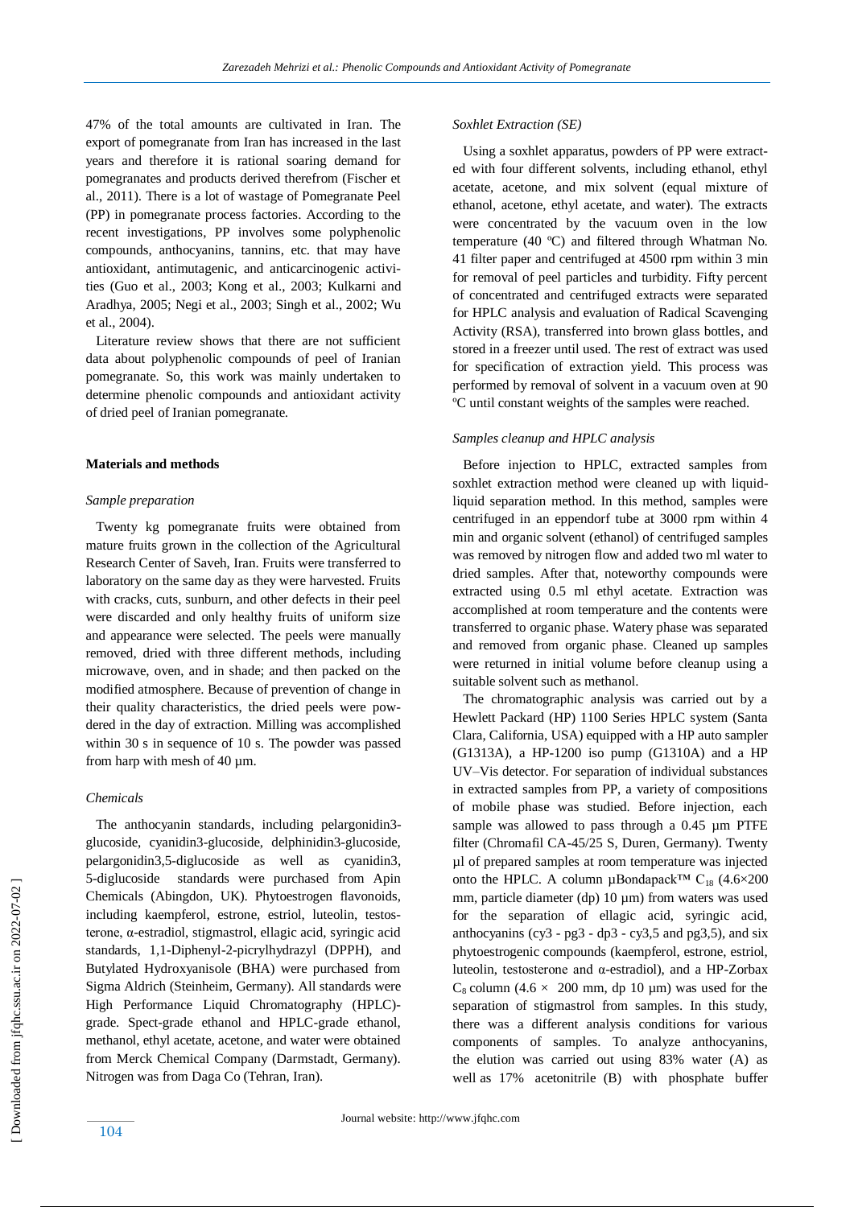47% of the total amounts are cultivated in Iran. The export of pomegranate from Iran has increased in the last years and therefore it is rational soaring demand for pomegranates and products derived therefrom (Fischer et al., 2011). There is a lot of wastage of Pomegranate Peel (PP) in pomegranate process factories. According to the recent investigations, PP involves some polyphenolic compounds, anthocyanins, tannins, etc. that may have antioxidant, antimutagenic, and anticarcinogenic activities (Guo et al., 2003; Kong et al., 2003; Kulkarni and Aradhya, 2005; Negi et al., 2003; Singh et al., 2002; Wu et al., 2004).

Literature review shows that there are not sufficient data about polyphenolic compounds of peel of Iranian pomegranate. So, this work was mainly undertaken to determine phenolic compounds and antioxidant activity of dried peel of Iranian pomegranate.

## Materials and methods

### *Sample preparation*

Twenty kg pomegranate fruits were obtained from mature fruits grown in the collection of the Agricultural Research Center of Saveh, Iran. Fruits were transferred to laboratory on the same day as they were harvested. Fruits with cracks, cuts, sunburn, and other defects in their peel were discarded and only healthy fruits of uniform size and appearance were selected. The peels were manually removed, dried with three different methods, including microwave, oven, and in shade; and then packed on the modified atmosphere. Because of prevention of change in their quality characteristics, the dried peels were powdered in the day of extraction. Milling was accomplished within 30 s in sequence of 10 s. The powder was passed from harp with mesh of 40 µm.

### *Chemicals*

The anthocyanin standards, including pelargonidin3-glucoside, cyanidin3-glucoside, delphinidin3-glucoside, pelargonidin3,5-diglucoside as well as cyanidin3, 5-diglucoside standards were purchased from Apin Chemicals (Abingdon, UK). Phytoestrogen flavonoids, including kaempferol, estrone, estriol, luteolin, testosterone, α-estradiol, stigmastrol, ellagic acid, syringic acid standards, 1,1-Diphenyl-2-picrylhydrazyl (DPPH), and Butylated Hydroxyanisole (BHA) were purchased from Sigma Aldrich (Steinheim, Germany). All standards were High Performance Liquid Chromatography (HPLC)-grade. Spect-grade ethanol and HPLC-grade ethanol, methanol, ethyl acetate, acetone, and water were obtained from Merck Chemical Company (Darmstadt, Germany). Nitrogen was from Daga Co (Tehran, Iran).

### *Soxhlet Extraction (SE)*

Using a soxhlet apparatus, powders of PP were extracted with four different solvents, including ethanol, ethyl acetate, acetone, and mix solvent (equal mixture of ethanol, acetone, ethyl acetate, and water). The extracts were concentrated by the vacuum oven in the low temperature (40 ºC) and filtered through Whatman No. 41 filter paper and centrifuged at 4500 rpm within 3 min for removal of peel particles and turbidity. Fifty percent of concentrated and centrifuged extracts were separated for HPLC analysis and evaluation of Radical Scavenging Activity (RSA), transferred into brown glass bottles, and stored in a freezer until used. The rest of extract was used for specification of extraction yield. This process was performed by removal of solvent in a vacuum oven at 90 ºC until constant weights of the samples were reached.

### *Samples cleanup and HPLC analysis*

Before injection to HPLC, extracted samples from soxhlet extraction method were cleaned up with liquid-liquid separation method. In this method, samples were centrifuged in an eppendorf tube at 3000 rpm within 4 min and organic solvent (ethanol) of centrifuged samples was removed by nitrogen flow and added two ml water to dried samples. After that, noteworthy compounds were extracted using 0.5 ml ethyl acetate. Extraction was accomplished at room temperature and the contents were transferred to organic phase. Watery phase was separated and removed from organic phase. Cleaned up samples were returned in initial volume before cleanup using a suitable solvent such as methanol.

The chromatographic analysis was carried out by a Hewlett Packard (HP) 1100 Series HPLC system (Santa Clara, California, USA) equipped with a HP auto sampler (G1313A), a HP-1200 iso pump (G1310A) and a HP UV–Vis detector. For separation of individual substances in extracted samples from PP, a variety of compositions of mobile phase was studied. Before injection, each sample was allowed to pass through a 0.45 µm PTFE filter (Chromafil CA-45/25 S, Duren, Germany). Twenty µl of prepared samples at room temperature was injected onto the HPLC. A column µBondapack™ $C_{18}$ (4.6×200 mm, particle diameter (dp) 10 µm) from waters was used for the separation of ellagic acid, syringic acid, anthocyanins (cy3 - pg3 - dp3 - cy3,5 and pg3,5), and six phytoestrogenic compounds (kaempferol, estrone, estriol, luteolin, testosterone and α-estradiol), and a HP-Zorbax $C_8$ column (4.6 × 200 mm, dp 10 µm) was used for the separation of stigmastrol from samples. In this study, there was a different analysis conditions for various components of samples. To analyze anthocyanins, the elution was carried out using 83% water (A) as well as 17% acetonitrile (B) with phosphate buffer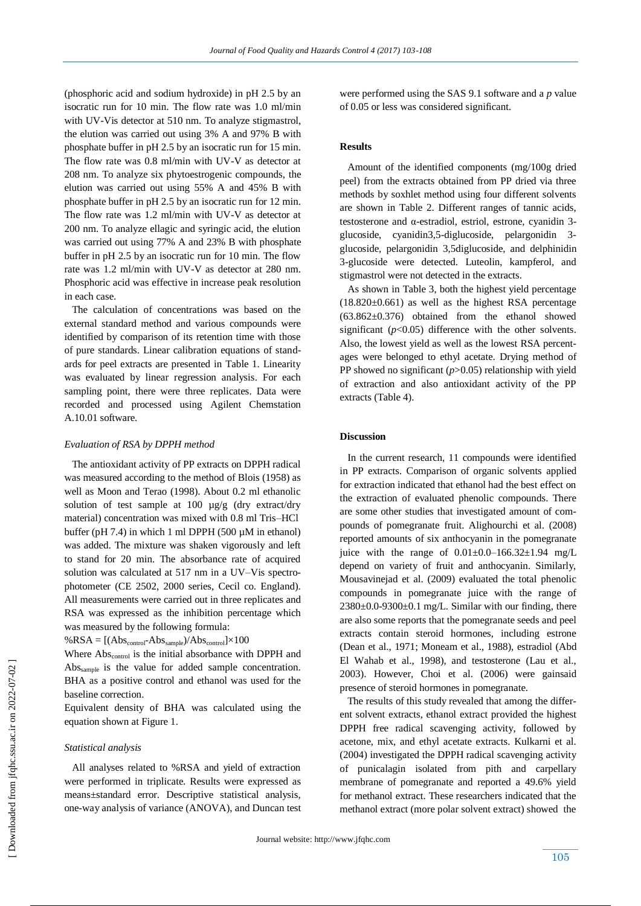(phosphoric acid and sodium hydroxide) in pH 2.5 by an isocratic run for 10 min. The flow rate was 1.0 ml/min with UV-Vis detector at 510 nm. To analyze stigmastrol, the elution was carried out using 3% A and 97% B with phosphate buffer in pH 2.5 by an isocratic run for 15 min. The flow rate was 0.8 ml/min with UV-V as detector at 208 nm. To analyze six phytoestrogenic compounds, the elution was carried out using 55% A and 45% B with phosphate buffer in pH 2.5 by an isocratic run for 12 min. The flow rate was 1.2 ml/min with UV-V as detector at 200 nm. To analyze ellagic and syringic acid, the elution was carried out using 77% A and 23% B with phosphate buffer in pH 2.5 by an isocratic run for 10 min. The flow rate was 1.2 ml/min with UV-V as detector at 280 nm. Phosphoric acid was effective in increase peak resolution in each case.

The calculation of concentrations was based on the external standard method and various compounds were identified by comparison of its retention time with those of pure standards. Linear calibration equations of standards for peel extracts are presented in Table 1. Linearity was evaluated by linear regression analysis. For each sampling point, there were three replicates. Data were recorded and processed using Agilent Chemstation A.10.01 software.

### *Evaluation of RSA by DPPH method*

The antioxidant activity of PP extracts on DPPH radical was measured according to the method of Blois (1958) as well as Moon and Terao (1998). About 0.2 ml ethanolic solution of test sample at 100 µg/g (dry extract/dry material) concentration was mixed with 0.8 ml Tris–HCl buffer (pH 7.4) in which 1 ml DPPH (500 µM in ethanol) was added. The mixture was shaken vigorously and left to stand for 20 min. The absorbance rate of acquired solution was calculated at 517 nm in a UV–Vis spectrophotometer (CE 2502, 2000 series, Cecil co. England). All measurements were carried out in three replicates and RSA was expressed as the inhibition percentage which was measured by the following formula:

$\%RSA = [(Abs_{control}-Abs_{sample})/Abs_{control}]\times 100$

Where $Abs_{control}$ is the initial absorbance with DPPH and $Abs_{sample}$ is the value for added sample concentration. BHA as a positive control and ethanol was used for the baseline correction.

Equivalent density of BHA was calculated using the equation shown at Figure 1.

### *Statistical analysis*

All analyses related to %RSA and yield of extraction were performed in triplicate. Results were expressed as means±standard error. Descriptive statistical analysis, one-way analysis of variance (ANOVA), and Duncan test were performed using the SAS 9.1 software and a *p* value of 0.05 or less was considered significant.

## Results

Amount of the identified components (mg/100g dried peel) from the extracts obtained from PP dried via three methods by soxhlet method using four different solvents are shown in Table 2. Different ranges of tannic acids, testosterone and α-estradiol, estriol, estrone, cyanidin 3-glucoside, cyanidin3,5-diglucoside, pelargonidin 3-glucoside, pelargonidin 3,5diglucoside, and delphinidin 3-glucoside were detected. Luteolin, kampferol, and stigmastrol were not detected in the extracts.

As shown in Table 3, both the highest yield percentage (18.820±0.661) as well as the highest RSA percentage (63.862±0.376) obtained from the ethanol showed significant ($p<0.05$) difference with the other solvents. Also, the lowest yield as well as the lowest RSA percentages were belonged to ethyl acetate. Drying method of PP showed no significant ($p>0.05$) relationship with yield of extraction and also antioxidant activity of the PP extracts (Table 4).

## Discussion

In the current research, 11 compounds were identified in PP extracts. Comparison of organic solvents applied for extraction indicated that ethanol had the best effect on the extraction of evaluated phenolic compounds. There are some other studies that investigated amount of compounds of pomegranate fruit. Alighourchi et al. (2008) reported amounts of six anthocyanin in the pomegranate juice with the range of 0.01±0.0–166.32±1.94 mg/L depend on variety of fruit and anthocyanin. Similarly, Mousavinejad et al. (2009) evaluated the total phenolic compounds in pomegranate juice with the range of 2380±0.0-9300±0.1 mg/L. Similar with our finding, there are also some reports that the pomegranate seeds and peel extracts contain steroid hormones, including estrone (Dean et al., 1971; Moneam et al., 1988), estradiol (Abd El Wahab et al., 1998), and testosterone (Lau et al., 2003). However, Choi et al. (2006) were gainsaid presence of steroid hormones in pomegranate.

The results of this study revealed that among the different solvent extracts, ethanol extract provided the highest DPPH free radical scavenging activity, followed by acetone, mix, and ethyl acetate extracts. Kulkarni et al. (2004) investigated the DPPH radical scavenging activity of punicalagin isolated from pith and carpellary membrane of pomegranate and reported a 49.6% yield for methanol extract. These researchers indicated that the methanol extract (more polar solvent extract) showed the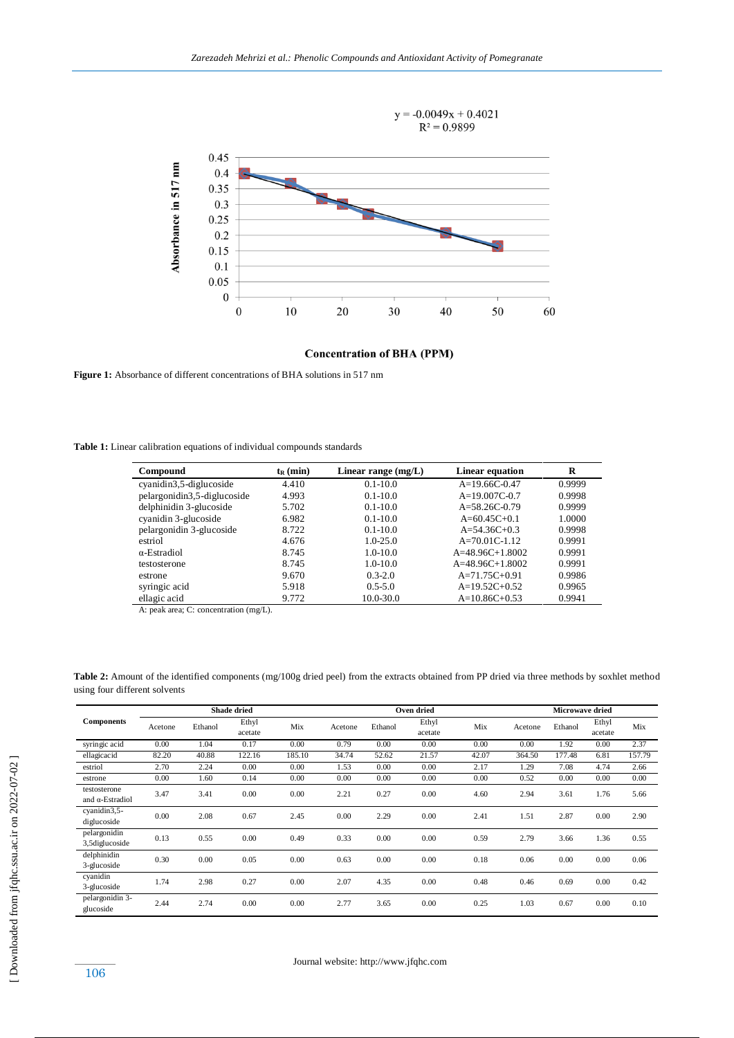$y = -0.0049x + 0.4021$
$R^2 = 0.9899$

**Figure 1:** Absorbance of different concentrations of BHA solutions in 517 nm

**Table 1:** Linear calibration equations of individual compounds standards

| Compound | $t_R$ (min) | Linear range (mg/L) | Linear equation | R |
|---|---|---|---|---|
| cyanidin3,5-diglucoside | 4.410 | 0.1-10.0 | A=19.66C-0.47 | 0.9999 |
| pelargonidin3,5-diglucoside | 4.993 | 0.1-10.0 | A=19.007C-0.7 | 0.9998 |
| delphinidin 3-glucoside | 5.702 | 0.1-10.0 | A=58.26C-0.79 | 0.9999 |
| cyanidin 3-glucoside | 6.982 | 0.1-10.0 | A=60.45C+0.1 | 1.0000 |
| pelargonidin 3-glucoside | 8.722 | 0.1-10.0 | A=54.36C+0.3 | 0.9998 |
| estriol | 4.676 | 1.0-25.0 | A=70.01C-1.12 | 0.9991 |
| α-Estradiol | 8.745 | 1.0-10.0 | A=48.96C+1.8002 | 0.9991 |
| testosterone | 8.745 | 1.0-10.0 | A=48.96C+1.8002 | 0.9991 |
| estrone | 9.670 | 0.3-2.0 | A=71.75C+0.91 | 0.9986 |
| syringic acid | 5.918 | 0.5-5.0 | A=19.52C+0.52 | 0.9965 |
| ellagic acid | 9.772 | 10.0-30.0 | A=10.86C+0.53 | 0.9941 |

A: peak area; C: concentration (mg/L).

**Table 2:** Amount of the identified components (mg/100g dried peel) from the extracts obtained from PP dried via three methods by soxhlet method using four different solvents

| Components | Shade dried | | | | Oven dried | | | | Microwave dried | | | |
|---|---|---|---|---|---|---|---|---|---|---|---|---|
| | Acetone | Ethanol | Ethyl acetate | Mix | Acetone | Ethanol | Ethyl acetate | Mix | Acetone | Ethanol | Ethyl acetate | Mix |
| syringic acid | 0.00 | 1.04 | 0.17 | 0.00 | 0.79 | 0.00 | 0.00 | 0.00 | 0.00 | 1.92 | 0.00 | 2.37 |
| ellagicacid | 82.20 | 40.88 | 122.16 | 185.10 | 34.74 | 52.62 | 21.57 | 42.07 | 364.50 | 177.48 | 6.81 | 157.79 |
| estriol | 2.70 | 2.24 | 0.00 | 0.00 | 1.53 | 0.00 | 0.00 | 2.17 | 1.29 | 7.08 | 4.74 | 2.66 |
| estrone | 0.00 | 1.60 | 0.14 | 0.00 | 0.00 | 0.00 | 0.00 | 0.00 | 0.52 | 0.00 | 0.00 | 0.00 |
| testosterone and α-Estradiol | 3.47 | 3.41 | 0.00 | 0.00 | 2.21 | 0.27 | 0.00 | 4.60 | 2.94 | 3.61 | 1.76 | 5.66 |
| cyanidin3,5-diglucoside | 0.00 | 2.08 | 0.67 | 2.45 | 0.00 | 2.29 | 0.00 | 2.41 | 1.51 | 2.87 | 0.00 | 2.90 |
| pelargonidin 3,5diglucoside | 0.13 | 0.55 | 0.00 | 0.49 | 0.33 | 0.00 | 0.00 | 0.59 | 2.79 | 3.66 | 1.36 | 0.55 |
| delphinidin 3-glucoside | 0.30 | 0.00 | 0.05 | 0.00 | 0.63 | 0.00 | 0.00 | 0.18 | 0.06 | 0.00 | 0.00 | 0.06 |
| cyanidin 3-glucoside | 1.74 | 2.98 | 0.27 | 0.00 | 2.07 | 4.35 | 0.00 | 0.48 | 0.46 | 0.69 | 0.00 | 0.42 |
| pelargonidin 3-glucoside | 2.44 | 2.74 | 0.00 | 0.00 | 2.77 | 3.65 | 0.00 | 0.25 | 1.03 | 0.67 | 0.00 | 0.10 |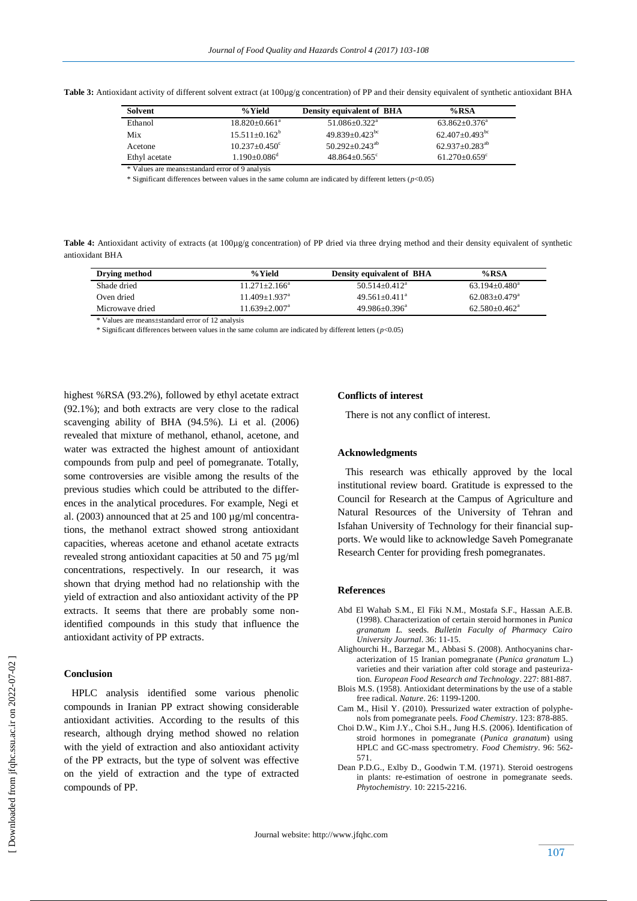**Table 3:** Antioxidant activity of different solvent extract (at 100µg/g concentration) of PP and their density equivalent of synthetic antioxidant BHA

| Solvent | %Yield | Density equivalent of BHA | %RSA |
|---|---|---|---|
| Ethanol | $18.820\pm0.661^{a}$ | $51.086\pm0.322^{a}$ | $63.862\pm0.376^{a}$ |
| Mix | $15.511\pm0.162^{b}$ | $49.839\pm0.423^{bc}$ | $62.407\pm0.493^{bc}$ |
| Acetone | $10.237\pm0.450^{c}$ | $50.292\pm0.243^{ab}$ | $62.937\pm0.283^{ab}$ |
| Ethyl acetate | $1.190\pm0.086^{d}$ | $48.864\pm0.565^{c}$ | $61.270\pm0.659^{c}$ |

\* Values are means±standard error of 9 analysis

\* Significant differences between values in the same column are indicated by different letters ($p<0.05$)

**Table 4:** Antioxidant activity of extracts (at 100µg/g concentration) of PP dried via three drying method and their density equivalent of synthetic antioxidant BHA

| Drying method | %Yield | Density equivalent of BHA | %RSA |
|---|---|---|---|
| Shade dried | $11.271\pm2.166^{a}$ | $50.514\pm0.412^{a}$ | $63.194\pm0.480^{a}$ |
| Oven dried | $11.409\pm1.937^{a}$ | $49.561\pm0.411^{a}$ | $62.083\pm0.479^{a}$ |
| Microwave dried | $11.639\pm2.007^{a}$ | $49.986\pm0.396^{a}$ | $62.580\pm0.462^{a}$ |

\* Values are means±standard error of 12 analysis

\* Significant differences between values in the same column are indicated by different letters ($p<0.05$)

highest %RSA (93.2%), followed by ethyl acetate extract (92.1%); and both extracts are very close to the radical scavenging ability of BHA (94.5%). Li et al. (2006) revealed that mixture of methanol, ethanol, acetone, and water was extracted the highest amount of antioxidant compounds from pulp and peel of pomegranate. Totally, some controversies are visible among the results of the previous studies which could be attributed to the differences in the analytical procedures. For example, Negi et al. (2003) announced that at 25 and 100 µg/ml concentrations, the methanol extract showed strong antioxidant capacities, whereas acetone and ethanol acetate extracts revealed strong antioxidant capacities at 50 and 75 µg/ml concentrations, respectively. In our research, it was shown that drying method had no relationship with the yield of extraction and also antioxidant activity of the PP extracts. It seems that there are probably some non-identified compounds in this study that influence the antioxidant activity of PP extracts.

## Conclusion

HPLC analysis identified some various phenolic compounds in Iranian PP extract showing considerable antioxidant activities. According to the results of this research, although drying method showed no relation with the yield of extraction and also antioxidant activity of the PP extracts, but the type of solvent was effective on the yield of extraction and the type of extracted compounds of PP.

## Conflicts of interest

There is not any conflict of interest.

## Acknowledgments

This research was ethically approved by the local institutional review board. Gratitude is expressed to the Council for Research at the Campus of Agriculture and Natural Resources of the University of Tehran and Isfahan University of Technology for their financial supports. We would like to acknowledge Saveh Pomegranate Research Center for providing fresh pomegranates.

## References

- Abd El Wahab S.M., El Fiki N.M., Mostafa S.F., Hassan A.E.B. (1998). Characterization of certain steroid hormones in *Punica granatum L.* seeds. *Bulletin Faculty of Pharmacy Cairo University Journal*. 36: 11-15.
- Alighourchi H., Barzegar M., Abbasi S. (2008). Anthocyanins characterization of 15 Iranian pomegranate (*Punica granatum* L.) varieties and their variation after cold storage and pasteurization. *European Food Research and Technology*. 227: 881-887.
- Blois M.S. (1958). Antioxidant determinations by the use of a stable free radical. *Nature*. 26: 1199-1200.
- Cam M., Hisil Y. (2010). Pressurized water extraction of polyphenols from pomegranate peels. *Food Chemistry*. 123: 878-885.
- Choi D.W., Kim J.Y., Choi S.H., Jung H.S. (2006). Identification of stroid hormones in pomegranate (*Punica granatum*) using HPLC and GC-mass spectrometry. *Food Chemistry*. 96: 562-571.
- Dean P.D.G., Exlby D., Goodwin T.M. (1971). Steroid oestrogens in plants: re-estimation of oestrone in pomegranate seeds. *Phytochemistry*. 10: 2215-2216.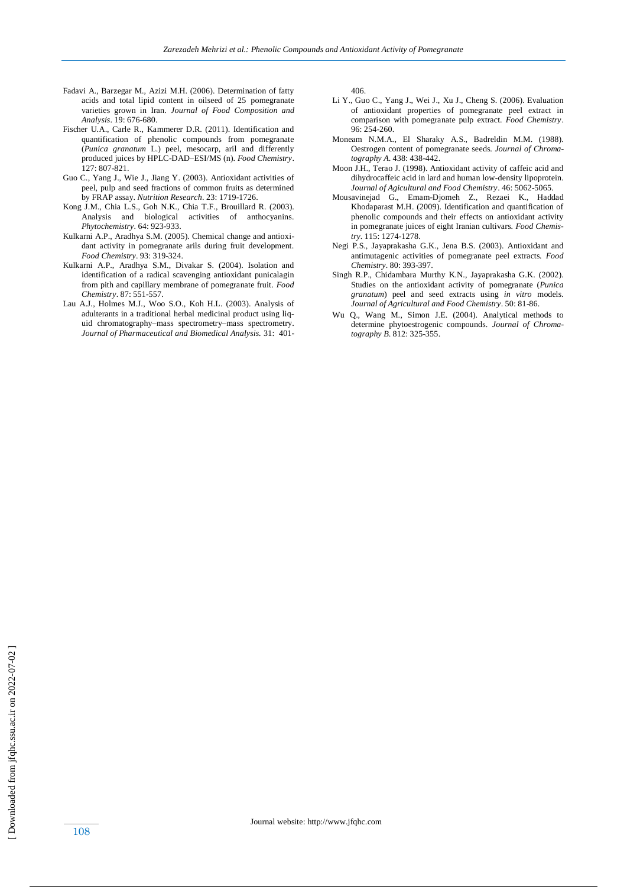Fadavi A., Barzegar M., Azizi M.H. (2006). Determination of fatty acids and total lipid content in oilseed of 25 pomegranate varieties grown in Iran. *Journal of Food Composition and Analysis*. 19: 676-680.

Fischer U.A., Carle R., Kammerer D.R. (2011). Identification and quantification of phenolic compounds from pomegranate (*Punica granatum* L.) peel, mesocarp, aril and differently produced juices by HPLC-DAD–ESI/MS (n). *Food Chemistry*. 127: 807-821.

Guo C., Yang J., Wie J., Jiang Y. (2003). Antioxidant activities of peel, pulp and seed fractions of common fruits as determined by FRAP assay. *Nutrition Research*. 23: 1719-1726.

Kong J.M., Chia L.S., Goh N.K., Chia T.F., Brouillard R. (2003). Analysis and biological activities of anthocyanins. *Phytochemistry*. 64: 923-933.

Kulkarni A.P., Aradhya S.M. (2005). Chemical change and antioxidant activity in pomegranate arils during fruit development. *Food Chemistry*. 93: 319-324.

Kulkarni A.P., Aradhya S.M., Divakar S. (2004). Isolation and identification of a radical scavenging antioxidant punicalagin from pith and capillary membrane of pomegranate fruit. *Food Chemistry*. 87: 551-557.

Lau A.J., Holmes M.J., Woo S.O., Koh H.L. (2003). Analysis of adulterants in a traditional herbal medicinal product using liquid chromatography–mass spectrometry–mass spectrometry. *Journal of Pharmaceutical and Biomedical Analysis*. 31: 401-406.

Li Y., Guo C., Yang J., Wei J., Xu J., Cheng S. (2006). Evaluation of antioxidant properties of pomegranate peel extract in comparison with pomegranate pulp extract. *Food Chemistry*. 96: 254-260.

Moneam N.M.A., El Sharaky A.S., Badreldin M.M. (1988). Oestrogen content of pomegranate seeds. *Journal of Chromatography A*. 438: 438-442.

Moon J.H., Terao J. (1998). Antioxidant activity of caffeic acid and dihydrocaffeic acid in lard and human low-density lipoprotein. *Journal of Agicultural and Food Chemistry*. 46: 5062-5065.

Mousavinejad G., Emam-Djomeh Z., Rezaei K., Haddad Khodaparast M.H. (2009). Identification and quantification of phenolic compounds and their effects on antioxidant activity in pomegranate juices of eight Iranian cultivars. *Food Chemistry*. 115: 1274-1278.

Negi P.S., Jayaprakasha G.K., Jena B.S. (2003). Antioxidant and antimutagenic activities of pomegranate peel extracts. *Food Chemistry*. 80: 393-397.

Singh R.P., Chidambara Murthy K.N., Jayaprakasha G.K. (2002). Studies on the antioxidant activity of pomegranate (*Punica granatum*) peel and seed extracts using *in vitro* models. *Journal of Agricultural and Food Chemistry*. 50: 81-86.

Wu Q., Wang M., Simon J.E. (2004). Analytical methods to determine phytoestrogenic compounds. *Journal of Chromatography B*. 812: 325-355.